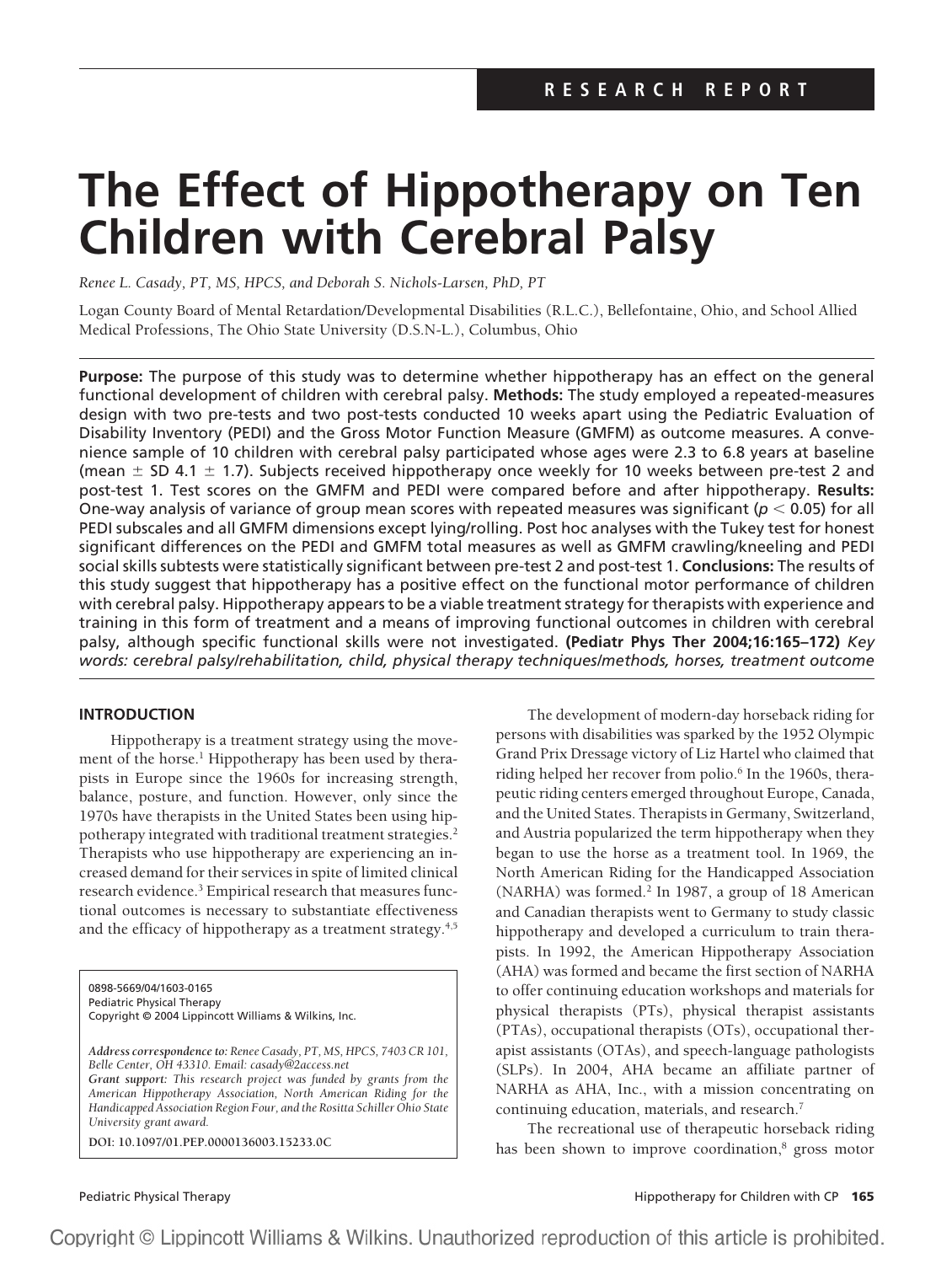RESEARCH REPORT

# The Effect of Hippotherapy on Ten Children with Cerebral Palsy

*Renee L. Casady, PT, MS, HPCS, and Deborah S. Nichols-Larsen, PhD, PT*

Logan County Board of Mental Retardation/Developmental Disabilities (R.L.C.), Bellefontaine, Ohio, and School Allied Medical Professions, The Ohio State University (D.S.N-L.), Columbus, Ohio

**Purpose:** The purpose of this study was to determine whether hippotherapy has an effect on the general functional development of children with cerebral palsy. **Methods:** The study employed a repeated-measures design with two pre-tests and two post-tests conducted 10 weeks apart using the Pediatric Evaluation of Disability Inventory (PEDI) and the Gross Motor Function Measure (GMFM) as outcome measures. A convenience sample of 10 children with cerebral palsy participated whose ages were 2.3 to 6.8 years at baseline (mean $\pm$ SD 4.1 $\pm$ 1.7). Subjects received hippotherapy once weekly for 10 weeks between pre-test 2 and post-test 1. Test scores on the GMFM and PEDI were compared before and after hippotherapy. **Results:** One-way analysis of variance of group mean scores with repeated measures was significant ($p < 0.05$) for all PEDI subscales and all GMFM dimensions except lying/rolling. Post hoc analyses with the Tukey test for honest significant differences on the PEDI and GMFM total measures as well as GMFM crawling/kneeling and PEDI social skills subtests were statistically significant between pre-test 2 and post-test 1. **Conclusions:** The results of this study suggest that hippotherapy has a positive effect on the functional motor performance of children with cerebral palsy. Hippotherapy appears to be a viable treatment strategy for therapists with experience and training in this form of treatment and a means of improving functional outcomes in children with cerebral palsy, although specific functional skills were not investigated. **(Pediatr Phys Ther 2004;16:165–172)** *Key words: cerebral palsy/rehabilitation, child, physical therapy techniques/methods, horses, treatment outcome*

## INTRODUCTION

Hippotherapy is a treatment strategy using the movement of the horse.[1] Hippotherapy has been used by therapists in Europe since the 1960s for increasing strength, balance, posture, and function. However, only since the 1970s have therapists in the United States been using hippotherapy integrated with traditional treatment strategies.[2] Therapists who use hippotherapy are experiencing an increased demand for their services in spite of limited clinical research evidence.[3] Empirical research that measures functional outcomes is necessary to substantiate effectiveness and the efficacy of hippotherapy as a treatment strategy.[4,5]

0898-5669/04/1603-0165
Pediatric Physical Therapy
Copyright © 2004 Lippincott Williams & Wilkins, Inc.

*Address correspondence to: Renee Casady, PT, MS, HPCS, 7403 CR 101, Belle Center, OH 43310. Email: casady@2access.net*
*Grant support: This research project was funded by grants from the American Hippotherapy Association, North American Riding for the Handicapped Association Region Four, and the Rositta Schiller Ohio State University grant award.*

DOI: 10.1097/01.PEP.0000136003.15233.0C

The development of modern-day horseback riding for persons with disabilities was sparked by the 1952 Olympic Grand Prix Dressage victory of Liz Hartel who claimed that riding helped her recover from polio.[6] In the 1960s, therapeutic riding centers emerged throughout Europe, Canada, and the United States. Therapists in Germany, Switzerland, and Austria popularized the term hippotherapy when they began to use the horse as a treatment tool. In 1969, the North American Riding for the Handicapped Association (NARHA) was formed.[2] In 1987, a group of 18 American and Canadian therapists went to Germany to study classic hippotherapy and developed a curriculum to train therapists. In 1992, the American Hippotherapy Association (AHA) was formed and became the first section of NARHA to offer continuing education workshops and materials for physical therapists (PTs), physical therapist assistants (PTAs), occupational therapists (OTs), occupational therapist assistants (OTAs), and speech-language pathologists (SLPs). In 2004, AHA became an affiliate partner of NARHA as AHA, Inc., with a mission concentrating on continuing education, materials, and research.[7]

The recreational use of therapeutic horseback riding has been shown to improve coordination,[8] gross motor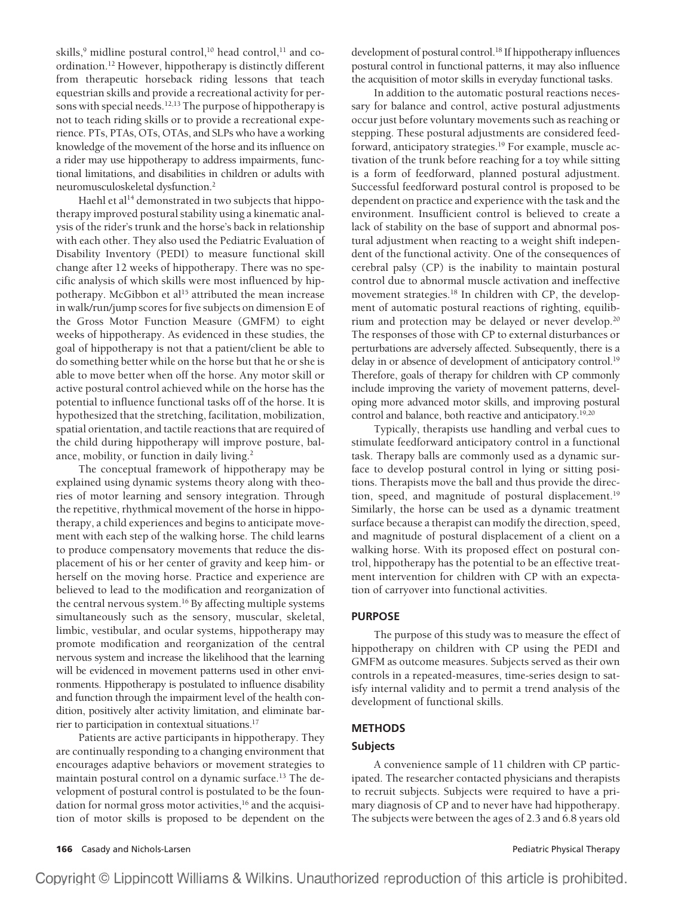skills,[9] midline postural control,[10] head control,[11] and coordination.[12] However, hippotherapy is distinctly different from therapeutic horseback riding lessons that teach equestrian skills and provide a recreational activity for persons with special needs.[12,13] The purpose of hippotherapy is not to teach riding skills or to provide a recreational experience. PTs, PTAs, OTs, OTAs, and SLPs who have a working knowledge of the movement of the horse and its influence on a rider may use hippotherapy to address impairments, functional limitations, and disabilities in children or adults with neuromusculoskeletal dysfunction.[2]

Haehl et al[14] demonstrated in two subjects that hippotherapy improved postural stability using a kinematic analysis of the rider's trunk and the horse's back in relationship with each other. They also used the Pediatric Evaluation of Disability Inventory (PEDI) to measure functional skill change after 12 weeks of hippotherapy. There was no specific analysis of which skills were most influenced by hippotherapy. McGibbon et al[15] attributed the mean increase in walk/run/jump scores for five subjects on dimension E of the Gross Motor Function Measure (GMFM) to eight weeks of hippotherapy. As evidenced in these studies, the goal of hippotherapy is not that a patient/client be able to do something better while on the horse but that he or she is able to move better when off the horse. Any motor skill or active postural control achieved while on the horse has the potential to influence functional tasks off of the horse. It is hypothesized that the stretching, facilitation, mobilization, spatial orientation, and tactile reactions that are required of the child during hippotherapy will improve posture, balance, mobility, or function in daily living.[2]

The conceptual framework of hippotherapy may be explained using dynamic systems theory along with theories of motor learning and sensory integration. Through the repetitive, rhythmical movement of the horse in hippotherapy, a child experiences and begins to anticipate movement with each step of the walking horse. The child learns to produce compensatory movements that reduce the displacement of his or her center of gravity and keep him- or herself on the moving horse. Practice and experience are believed to lead to the modification and reorganization of the central nervous system.[16] By affecting multiple systems simultaneously such as the sensory, muscular, skeletal, limbic, vestibular, and ocular systems, hippotherapy may promote modification and reorganization of the central nervous system and increase the likelihood that the learning will be evidenced in movement patterns used in other environments. Hippotherapy is postulated to influence disability and function through the impairment level of the health condition, positively alter activity limitation, and eliminate barrier to participation in contextual situations.[17]

Patients are active participants in hippotherapy. They are continually responding to a changing environment that encourages adaptive behaviors or movement strategies to maintain postural control on a dynamic surface.[13] The development of postural control is postulated to be the foundation for normal gross motor activities,[16] and the acquisition of motor skills is proposed to be dependent on the development of postural control.[18] If hippotherapy influences postural control in functional patterns, it may also influence the acquisition of motor skills in everyday functional tasks.

In addition to the automatic postural reactions necessary for balance and control, active postural adjustments occur just before voluntary movements such as reaching or stepping. These postural adjustments are considered feedforward, anticipatory strategies.[19] For example, muscle activation of the trunk before reaching for a toy while sitting is a form of feedforward, planned postural adjustment. Successful feedforward postural control is proposed to be dependent on practice and experience with the task and the environment. Insufficient control is believed to create a lack of stability on the base of support and abnormal postural adjustment when reacting to a weight shift independent of the functional activity. One of the consequences of cerebral palsy (CP) is the inability to maintain postural control due to abnormal muscle activation and ineffective movement strategies.[18] In children with CP, the development of automatic postural reactions of righting, equilibrium and protection may be delayed or never develop.[20] The responses of those with CP to external disturbances or perturbations are adversely affected. Subsequently, there is a delay in or absence of development of anticipatory control.[19] Therefore, goals of therapy for children with CP commonly include improving the variety of movement patterns, developing more advanced motor skills, and improving postural control and balance, both reactive and anticipatory.[19,20]

Typically, therapists use handling and verbal cues to stimulate feedforward anticipatory control in a functional task. Therapy balls are commonly used as a dynamic surface to develop postural control in lying or sitting positions. Therapists move the ball and thus provide the direction, speed, and magnitude of postural displacement.[19] Similarly, the horse can be used as a dynamic treatment surface because a therapist can modify the direction, speed, and magnitude of postural displacement of a client on a walking horse. With its proposed effect on postural control, hippotherapy has the potential to be an effective treatment intervention for children with CP with an expectation of carryover into functional activities.

## PURPOSE

The purpose of this study was to measure the effect of hippotherapy on children with CP using the PEDI and GMFM as outcome measures. Subjects served as their own controls in a repeated-measures, time-series design to satisfy internal validity and to permit a trend analysis of the development of functional skills.

## METHODS

### Subjects

A convenience sample of 11 children with CP participated. The researcher contacted physicians and therapists to recruit subjects. Subjects were required to have a primary diagnosis of CP and to never have had hippotherapy. The subjects were between the ages of 2.3 and 6.8 years old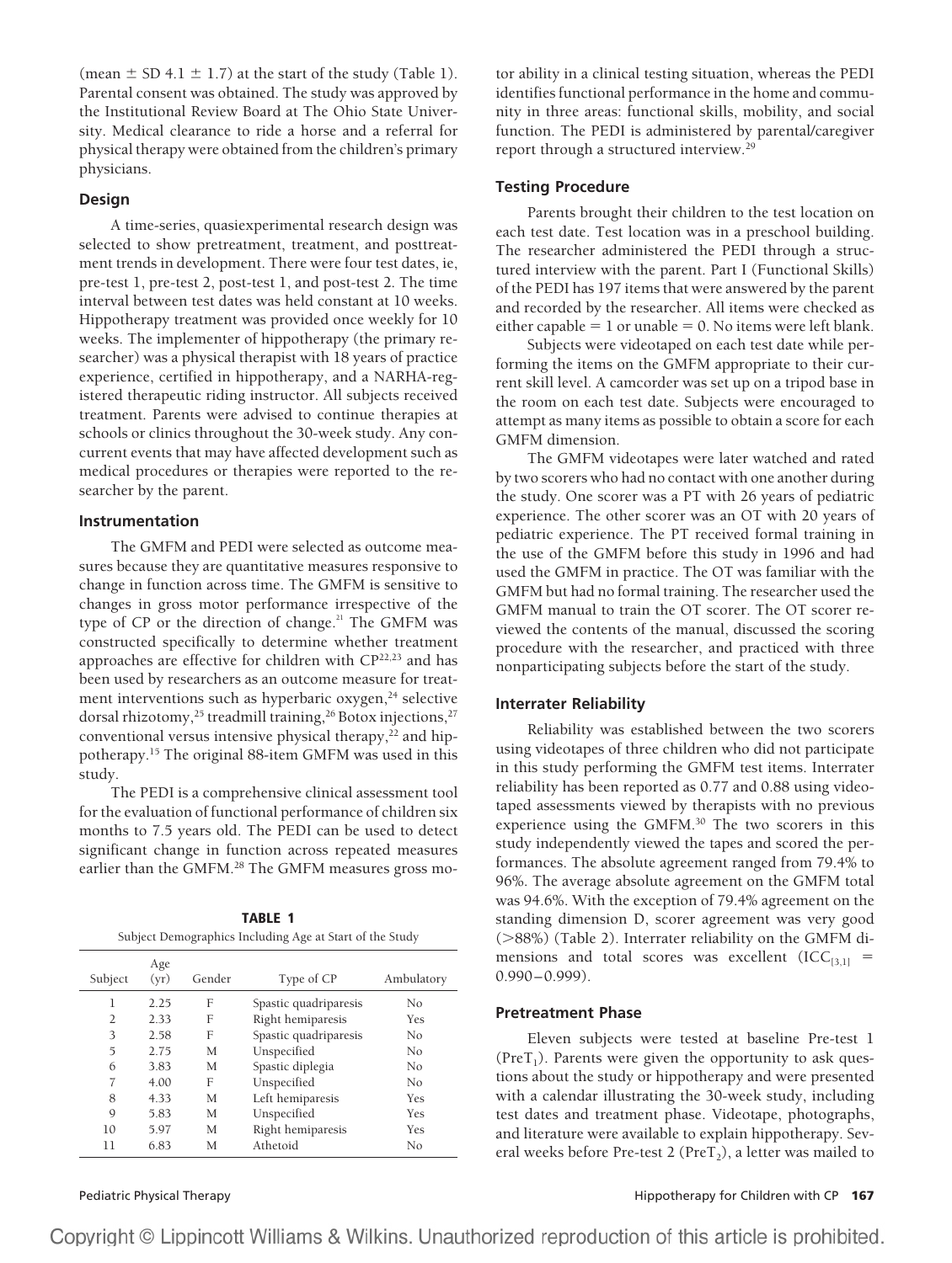(mean ± SD 4.1 ± 1.7) at the start of the study (Table 1). Parental consent was obtained. The study was approved by the Institutional Review Board at The Ohio State University. Medical clearance to ride a horse and a referral for physical therapy were obtained from the children's primary physicians.

### Design

A time-series, quasiexperimental research design was selected to show pretreatment, treatment, and posttreatment trends in development. There were four test dates, ie, pre-test 1, pre-test 2, post-test 1, and post-test 2. The time interval between test dates was held constant at 10 weeks. Hippotherapy treatment was provided once weekly for 10 weeks. The implementer of hippotherapy (the primary researcher) was a physical therapist with 18 years of practice experience, certified in hippotherapy, and a NARHA-registered therapeutic riding instructor. All subjects received treatment. Parents were advised to continue therapies at schools or clinics throughout the 30-week study. Any concurrent events that may have affected development such as medical procedures or therapies were reported to the researcher by the parent.

### Instrumentation

The GMFM and PEDI were selected as outcome measures because they are quantitative measures responsive to change in function across time. The GMFM is sensitive to changes in gross motor performance irrespective of the type of CP or the direction of change.[21] The GMFM was constructed specifically to determine whether treatment approaches are effective for children with CP[22,23] and has been used by researchers as an outcome measure for treatment interventions such as hyperbaric oxygen,[24] selective dorsal rhizotomy,[25] treadmill training,[26] Botox injections,[27] conventional versus intensive physical therapy,[22] and hippotherapy.[15] The original 88-item GMFM was used in this study.

The PEDI is a comprehensive clinical assessment tool for the evaluation of functional performance of children six months to 7.5 years old. The PEDI can be used to detect significant change in function across repeated measures earlier than the GMFM.[28] The GMFM measures gross motor ability in a clinical testing situation, whereas the PEDI identifies functional performance in the home and community in three areas: functional skills, mobility, and social function. The PEDI is administered by parental/caregiver report through a structured interview.[29]

**TABLE 1**
Subject Demographics Including Age at Start of the Study

| Subject | Age (yr) | Gender | Type of CP | Ambulatory |
|---|---|---|---|---|
| 1 | 2.25 | F | Spastic quadriparesis | No |
| 2 | 2.33 | F | Right hemiparesis | Yes |
| 3 | 2.58 | F | Spastic quadriparesis | No |
| 5 | 2.75 | M | Unspecified | No |
| 6 | 3.83 | M | Spastic diplegia | No |
| 7 | 4.00 | F | Unspecified | No |
| 8 | 4.33 | M | Left hemiparesis | Yes |
| 9 | 5.83 | M | Unspecified | Yes |
| 10 | 5.97 | M | Right hemiparesis | Yes |
| 11 | 6.83 | M | Athetoid | No |

### Testing Procedure

Parents brought their children to the test location on each test date. Test location was in a preschool building. The researcher administered the PEDI through a structured interview with the parent. Part I (Functional Skills) of the PEDI has 197 items that were answered by the parent and recorded by the researcher. All items were checked as either capable = 1 or unable = 0. No items were left blank.

Subjects were videotaped on each test date while performing the items on the GMFM appropriate to their current skill level. A camcorder was set up on a tripod base in the room on each test date. Subjects were encouraged to attempt as many items as possible to obtain a score for each GMFM dimension.

The GMFM videotapes were later watched and rated by two scorers who had no contact with one another during the study. One scorer was a PT with 26 years of pediatric experience. The other scorer was an OT with 20 years of pediatric experience. The PT received formal training in the use of the GMFM before this study in 1996 and had used the GMFM in practice. The OT was familiar with the GMFM but had no formal training. The researcher used the GMFM manual to train the OT scorer. The OT scorer reviewed the contents of the manual, discussed the scoring procedure with the researcher, and practiced with three nonparticipating subjects before the start of the study.

### Interrater Reliability

Reliability was established between the two scorers using videotapes of three children who did not participate in this study performing the GMFM test items. Interrater reliability has been reported as 0.77 and 0.88 using videotaped assessments viewed by therapists with no previous experience using the GMFM.[30] The two scorers in this study independently viewed the tapes and scored the performances. The absolute agreement ranged from 79.4% to 96%. The average absolute agreement on the GMFM total was 94.6%. With the exception of 79.4% agreement on the standing dimension D, scorer agreement was very good (>88%) (Table 2). Interrater reliability on the GMFM dimensions and total scores was excellent ($ICC_{[3,1]}$ = 0.990–0.999).

### Pretreatment Phase

Eleven subjects were tested at baseline Pre-test 1 ($PreT_1$). Parents were given the opportunity to ask questions about the study or hippotherapy and were presented with a calendar illustrating the 30-week study, including test dates and treatment phase. Videotape, photographs, and literature were available to explain hippotherapy. Several weeks before Pre-test 2 ($PreT_2$), a letter was mailed to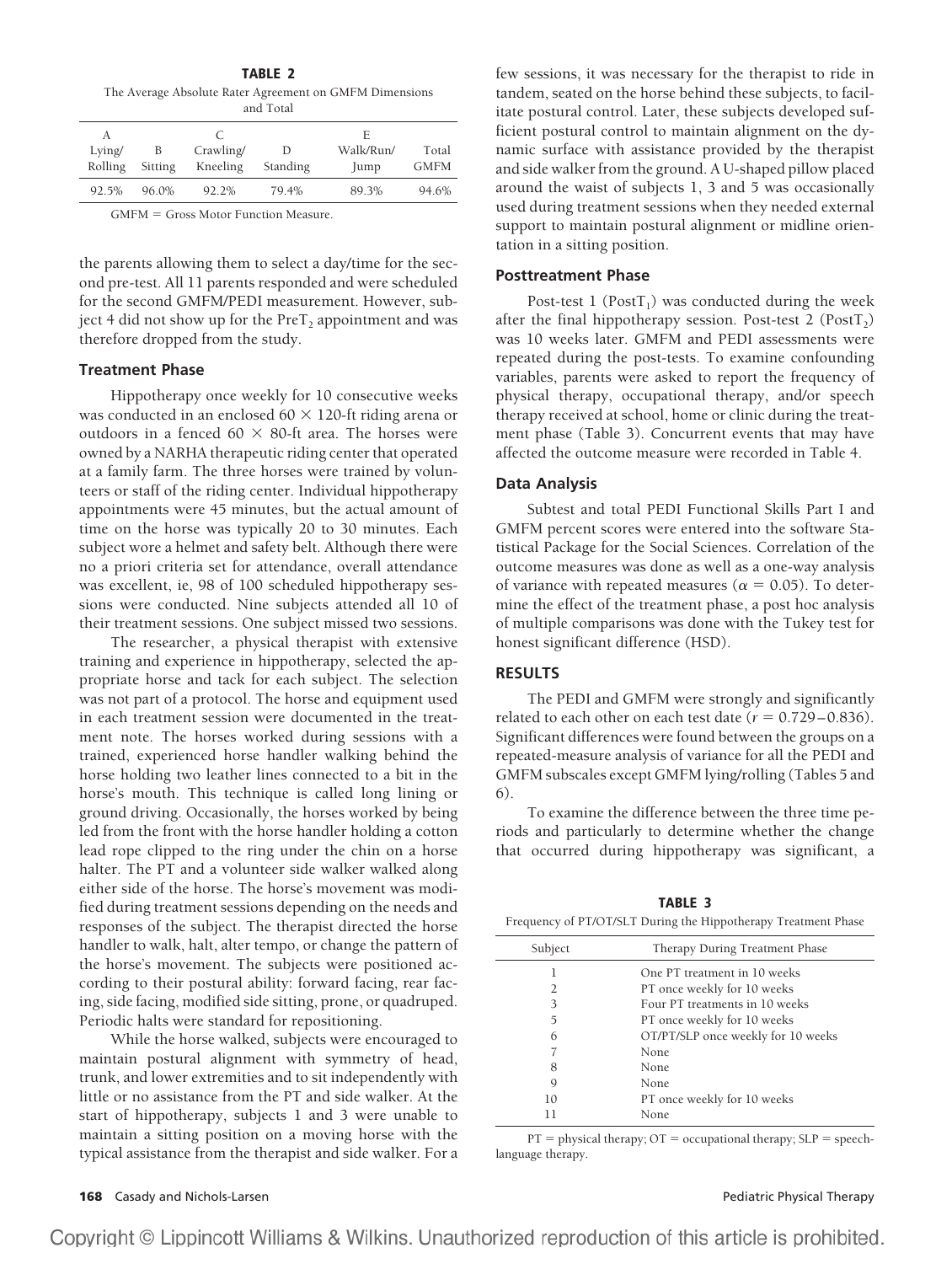**TABLE 2**
The Average Absolute Rater Agreement on GMFM Dimensions and Total

| A Lying/ Rolling | B Sitting | C Crawling/ Kneeling | D Standing | E Walk/Run/ Jump | Total GMFM |
|---|---|---|---|---|---|
| 92.5% | 96.0% | 92.2% | 79.4% | 89.3% | 94.6% |

GMFM = Gross Motor Function Measure.

the parents allowing them to select a day/time for the second pre-test. All 11 parents responded and were scheduled for the second GMFM/PEDI measurement. However, subject 4 did not show up for the $PreT_2$ appointment and was therefore dropped from the study.

### Treatment Phase

Hippotherapy once weekly for 10 consecutive weeks was conducted in an enclosed $60 \times 120$-ft riding arena or outdoors in a fenced $60 \times 80$-ft area. The horses were owned by a NARHA therapeutic riding center that operated at a family farm. The three horses were trained by volunteers or staff of the riding center. Individual hippotherapy appointments were 45 minutes, but the actual amount of time on the horse was typically 20 to 30 minutes. Each subject wore a helmet and safety belt. Although there were no a priori criteria set for attendance, overall attendance was excellent, ie, 98 of 100 scheduled hippotherapy sessions were conducted. Nine subjects attended all 10 of their treatment sessions. One subject missed two sessions.

The researcher, a physical therapist with extensive training and experience in hippotherapy, selected the appropriate horse and tack for each subject. The selection was not part of a protocol. The horse and equipment used in each treatment session were documented in the treatment note. The horses worked during sessions with a trained, experienced horse handler walking behind the horse holding two leather lines connected to a bit in the horse's mouth. This technique is called long lining or ground driving. Occasionally, the horses worked by being led from the front with the horse handler holding a cotton lead rope clipped to the ring under the chin on a horse halter. The PT and a volunteer side walker walked along either side of the horse. The horse's movement was modified during treatment sessions depending on the needs and responses of the subject. The therapist directed the horse handler to walk, halt, alter tempo, or change the pattern of the horse's movement. The subjects were positioned according to their postural ability: forward facing, rear facing, side facing, modified side sitting, prone, or quadruped. Periodic halts were standard for repositioning.

While the horse walked, subjects were encouraged to maintain postural alignment with symmetry of head, trunk, and lower extremities and to sit independently with little or no assistance from the PT and side walker. At the start of hippotherapy, subjects 1 and 3 were unable to maintain a sitting position on a moving horse with the typical assistance from the therapist and side walker. For a few sessions, it was necessary for the therapist to ride in tandem, seated on the horse behind these subjects, to facilitate postural control. Later, these subjects developed sufficient postural control to maintain alignment on the dynamic surface with assistance provided by the therapist and side walker from the ground. A U-shaped pillow placed around the waist of subjects 1, 3 and 5 was occasionally used during treatment sessions when they needed external support to maintain postural alignment or midline orientation in a sitting position.

### Posttreatment Phase

Post-test 1 ($PostT_1$) was conducted during the week after the final hippotherapy session. Post-test 2 ($PostT_2$) was 10 weeks later. GMFM and PEDI assessments were repeated during the post-tests. To examine confounding variables, parents were asked to report the frequency of physical therapy, occupational therapy, and/or speech therapy received at school, home or clinic during the treatment phase (Table 3). Concurrent events that may have affected the outcome measure were recorded in Table 4.

### Data Analysis

Subtest and total PEDI Functional Skills Part I and GMFM percent scores were entered into the software Statistical Package for the Social Sciences. Correlation of the outcome measures was done as well as a one-way analysis of variance with repeated measures ($\alpha = 0.05$). To determine the effect of the treatment phase, a post hoc analysis of multiple comparisons was done with the Tukey test for honest significant difference (HSD).

## RESULTS

The PEDI and GMFM were strongly and significantly related to each other on each test date ($r = 0.729-0.836$). Significant differences were found between the groups on a repeated-measure analysis of variance for all the PEDI and GMFM subscales except GMFM lying/rolling (Tables 5 and 6).

To examine the difference between the three time periods and particularly to determine whether the change that occurred during hippotherapy was significant, a

**TABLE 3**
Frequency of PT/OT/SLT During the Hippotherapy Treatment Phase

| Subject | Therapy During Treatment Phase |
|---|---|
| 1 | One PT treatment in 10 weeks |
| 2 | PT once weekly for 10 weeks |
| 3 | Four PT treatments in 10 weeks |
| 5 | PT once weekly for 10 weeks |
| 6 | OT/PT/SLP once weekly for 10 weeks |
| 7 | None |
| 8 | None |
| 9 | None |
| 10 | PT once weekly for 10 weeks |
| 11 | None |

PT = physical therapy; OT = occupational therapy; SLP = speech-language therapy.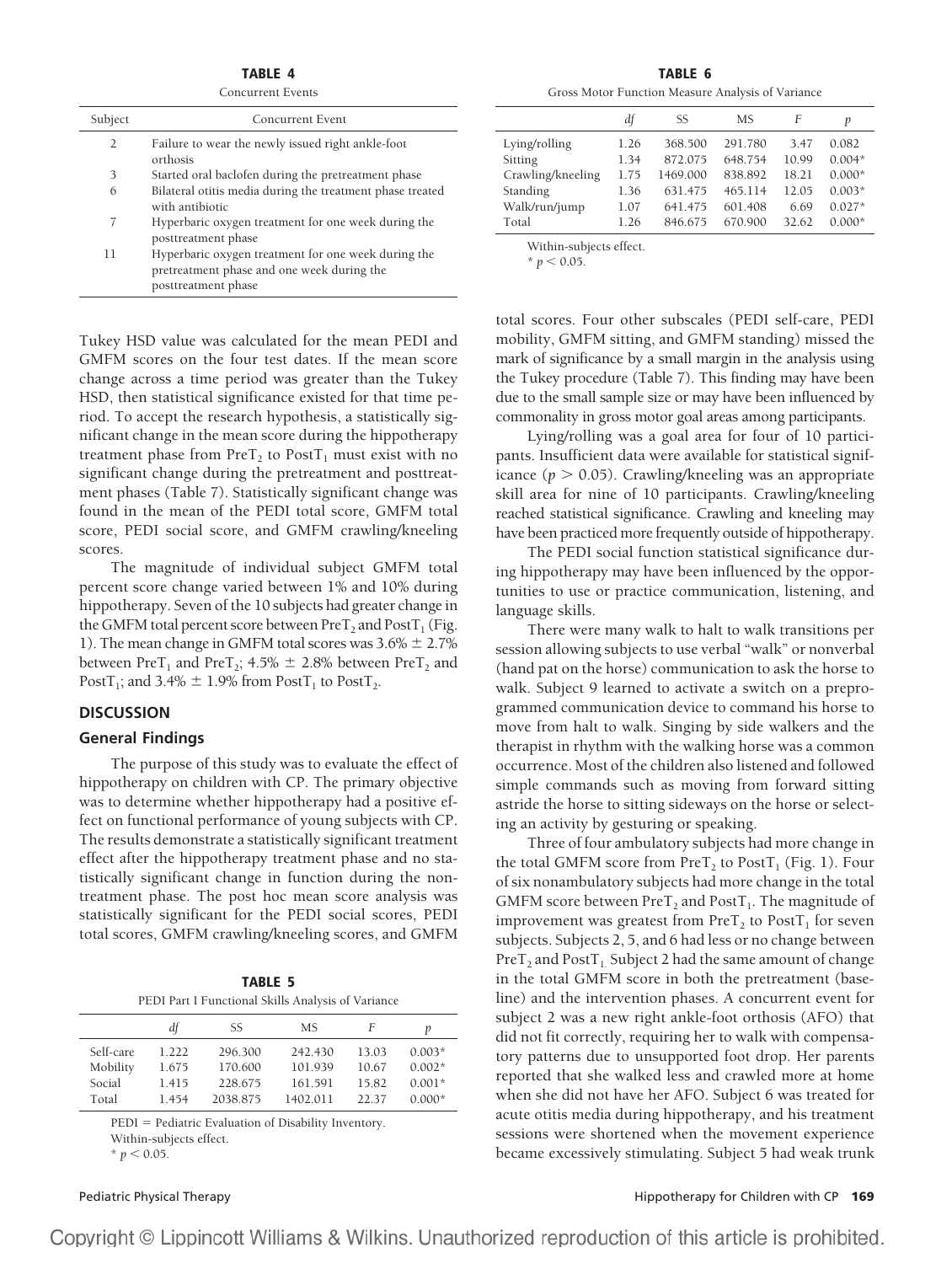**TABLE 4**

Concurrent Events

| Subject | Concurrent Event |
|---|---|
| 2 | Failure to wear the newly issued right ankle-foot orthosis |
| 3 | Started oral baclofen during the pretreatment phase |
| 6 | Bilateral otitis media during the treatment phase treated with antibiotic |
| 7 | Hyperbaric oxygen treatment for one week during the posttreatment phase |
| 11 | Hyperbaric oxygen treatment for one week during the pretreatment phase and one week during the posttreatment phase |

Tukey HSD value was calculated for the mean PEDI and GMFM scores on the four test dates. If the mean score change across a time period was greater than the Tukey HSD, then statistical significance existed for that time period. To accept the research hypothesis, a statistically significant change in the mean score during the hippotherapy treatment phase from $PreT_2$ to $PostT_1$ must exist with no significant change during the pretreatment and posttreatment phases (Table 7). Statistically significant change was found in the mean of the PEDI total score, GMFM total score, PEDI social score, and GMFM crawling/kneeling scores.

The magnitude of individual subject GMFM total percent score change varied between 1% and 10% during hippotherapy. Seven of the 10 subjects had greater change in the GMFM total percent score between $PreT_2$ and $PostT_1$ (Fig. 1). The mean change in GMFM total scores was 3.6% ± 2.7% between $PreT_1$ and $PreT_2$; 4.5% ± 2.8% between $PreT_2$ and $PostT_1$; and 3.4% ± 1.9% from $PostT_1$ to $PostT_2$.

## DISCUSSION

### General Findings

The purpose of this study was to evaluate the effect of hippotherapy on children with CP. The primary objective was to determine whether hippotherapy had a positive effect on functional performance of young subjects with CP. The results demonstrate a statistically significant treatment effect after the hippotherapy treatment phase and no statistically significant change in function during the nontreatment phase. The post hoc mean score analysis was statistically significant for the PEDI social scores, PEDI total scores, GMFM crawling/kneeling scores, and GMFM total scores. Four other subscales (PEDI self-care, PEDI mobility, GMFM sitting, and GMFM standing) missed the mark of significance by a small margin in the analysis using the Tukey procedure (Table 7). This finding may have been due to the small sample size or may have been influenced by commonality in gross motor goal areas among participants.

**TABLE 5**

PEDI Part I Functional Skills Analysis of Variance

| | *df* | SS | MS | *F* | *p* |
|---|---|---|---|---|---|
| Self-care | 1.222 | 296.300 | 242.430 | 13.03 | 0.003* |
| Mobility | 1.675 | 170.600 | 101.939 | 10.67 | 0.002* |
| Social | 1.415 | 228.675 | 161.591 | 15.82 | 0.001* |
| Total | 1.454 | 2038.875 | 1402.011 | 22.37 | 0.000* |

PEDI = Pediatric Evaluation of Disability Inventory.
Within-subjects effect.
* $p < 0.05$.

**TABLE 6**

Gross Motor Function Measure Analysis of Variance

| | *df* | SS | MS | *F* | *p* |
|---|---|---|---|---|---|
| Lying/rolling | 1.26 | 368.500 | 291.780 | 3.47 | 0.082 |
| Sitting | 1.34 | 872.075 | 648.754 | 10.99 | 0.004* |
| Crawling/kneeling | 1.75 | 1469.000 | 838.892 | 18.21 | 0.000* |
| Standing | 1.36 | 631.475 | 465.114 | 12.05 | 0.003* |
| Walk/run/jump | 1.07 | 641.475 | 601.408 | 6.69 | 0.027* |
| Total | 1.26 | 846.675 | 670.900 | 32.62 | 0.000* |

Within-subjects effect.
* $p < 0.05$.

Lying/rolling was a goal area for four of 10 participants. Insufficient data were available for statistical significance ($p > 0.05$). Crawling/kneeling was an appropriate skill area for nine of 10 participants. Crawling/kneeling reached statistical significance. Crawling and kneeling may have been practiced more frequently outside of hippotherapy.

The PEDI social function statistical significance during hippotherapy may have been influenced by the opportunities to use or practice communication, listening, and language skills.

There were many walk to halt to walk transitions per session allowing subjects to use verbal "walk" or nonverbal (hand pat on the horse) communication to ask the horse to walk. Subject 9 learned to activate a switch on a preprogrammed communication device to command his horse to move from halt to walk. Singing by side walkers and the therapist in rhythm with the walking horse was a common occurrence. Most of the children also listened and followed simple commands such as moving from forward sitting astride the horse to sitting sideways on the horse or selecting an activity by gesturing or speaking.

Three of four ambulatory subjects had more change in the total GMFM score from $PreT_2$ to $PostT_1$ (Fig. 1). Four of six nonambulatory subjects had more change in the total GMFM score between $PreT_2$ and $PostT_1$. The magnitude of improvement was greatest from $PreT_2$ to $PostT_1$ for seven subjects. Subjects 2, 5, and 6 had less or no change between $PreT_2$ and $PostT_1$. Subject 2 had the same amount of change in the total GMFM score in both the pretreatment (baseline) and the intervention phases. A concurrent event for subject 2 was a new right ankle-foot orthosis (AFO) that did not fit correctly, requiring her to walk with compensatory patterns due to unsupported foot drop. Her parents reported that she walked less and crawled more at home when she did not have her AFO. Subject 6 was treated for acute otitis media during hippotherapy, and his treatment sessions were shortened when the movement experience became excessively stimulating. Subject 5 had weak trunk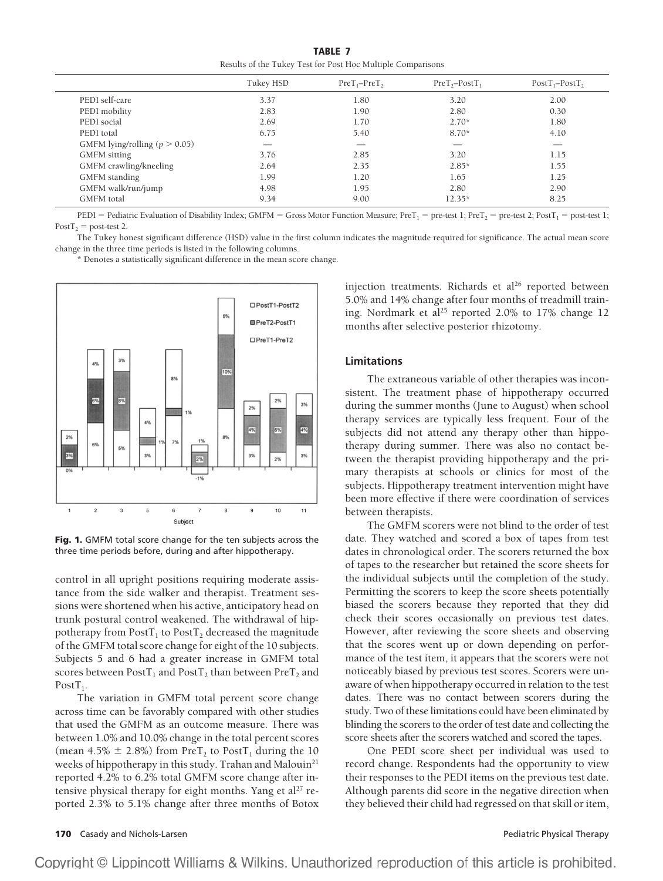**TABLE 7**
Results of the Tukey Test for Post Hoc Multiple Comparisons

| | Tukey HSD | $PreT_1$–$PreT_2$ | $PreT_2$–$PostT_1$ | $PostT_1$–$PostT_2$ |
|---|---|---|---|---|
| PEDI self-care | 3.37 | 1.80 | 3.20 | 2.00 |
| PEDI mobility | 2.83 | 1.90 | 2.80 | 0.30 |
| PEDI social | 2.69 | 1.70 | 2.70* | 1.80 |
| PEDI total | 6.75 | 5.40 | 8.70* | 4.10 |
| GMFM lying/rolling ($p > 0.05$) | — | — | — | — |
| GMFM sitting | 3.76 | 2.85 | 3.20 | 1.15 |
| GMFM crawling/kneeling | 2.64 | 2.35 | 2.85* | 1.55 |
| GMFM standing | 1.99 | 1.20 | 1.65 | 1.25 |
| GMFM walk/run/jump | 4.98 | 1.95 | 2.80 | 2.90 |
| GMFM total | 9.34 | 9.00 | 12.35* | 8.25 |

PEDI = Pediatric Evaluation of Disability Index; GMFM = Gross Motor Function Measure; $PreT_1$ = pre-test 1; $PreT_2$ = pre-test 2; $PostT_1$ = post-test 1; $PostT_2$ = post-test 2.

The Tukey honest significant difference (HSD) value in the first column indicates the magnitude required for significance. The actual mean score change in the three time periods is listed in the following columns.

\* Denotes a statistically significant difference in the mean score change.

**Fig. 1.** GMFM total score change for the ten subjects across the three time periods before, during and after hippotherapy.

control in all upright positions requiring moderate assistance from the side walker and therapist. Treatment sessions were shortened when his active, anticipatory head on trunk postural control weakened. The withdrawal of hippotherapy from $PostT_1$ to $PostT_2$ decreased the magnitude of the GMFM total score change for eight of the 10 subjects. Subjects 5 and 6 had a greater increase in GMFM total scores between $PostT_1$ and $PostT_2$ than between $PreT_2$ and $PostT_1$.

The variation in GMFM total percent score change across time can be favorably compared with other studies that used the GMFM as an outcome measure. There was between 1.0% and 10.0% change in the total percent scores (mean 4.5% ± 2.8%) from $PreT_2$ to $PostT_1$ during the 10 weeks of hippotherapy in this study. Trahan and Malouin[21] reported 4.2% to 6.2% total GMFM score change after intensive physical therapy for eight months. Yang et al[27] reported 2.3% to 5.1% change after three months of Botox injection treatments. Richards et al[26] reported between 5.0% and 14% change after four months of treadmill training. Nordmark et al[25] reported 2.0% to 17% change 12 months after selective posterior rhizotomy.

## Limitations

The extraneous variable of other therapies was inconsistent. The treatment phase of hippotherapy occurred during the summer months (June to August) when school therapy services are typically less frequent. Four of the subjects did not attend any therapy other than hippotherapy during summer. There was also no contact between the therapist providing hippotherapy and the primary therapists at schools or clinics for most of the subjects. Hippotherapy treatment intervention might have been more effective if there were coordination of services between therapists.

The GMFM scorers were not blind to the order of test date. They watched and scored a box of tapes from test dates in chronological order. The scorers returned the box of tapes to the researcher but retained the score sheets for the individual subjects until the completion of the study. Permitting the scorers to keep the score sheets potentially biased the scorers because they reported that they did check their scores occasionally on previous test dates. However, after reviewing the score sheets and observing that the scores went up or down depending on performance of the test item, it appears that the scorers were not noticeably biased by previous test scores. Scorers were unaware of when hippotherapy occurred in relation to the test dates. There was no contact between scorers during the study. Two of these limitations could have been eliminated by blinding the scorers to the order of test date and collecting the score sheets after the scorers watched and scored the tapes.

One PEDI score sheet per individual was used to record change. Respondents had the opportunity to view their responses to the PEDI items on the previous test date. Although parents did score in the negative direction when they believed their child had regressed on that skill or item,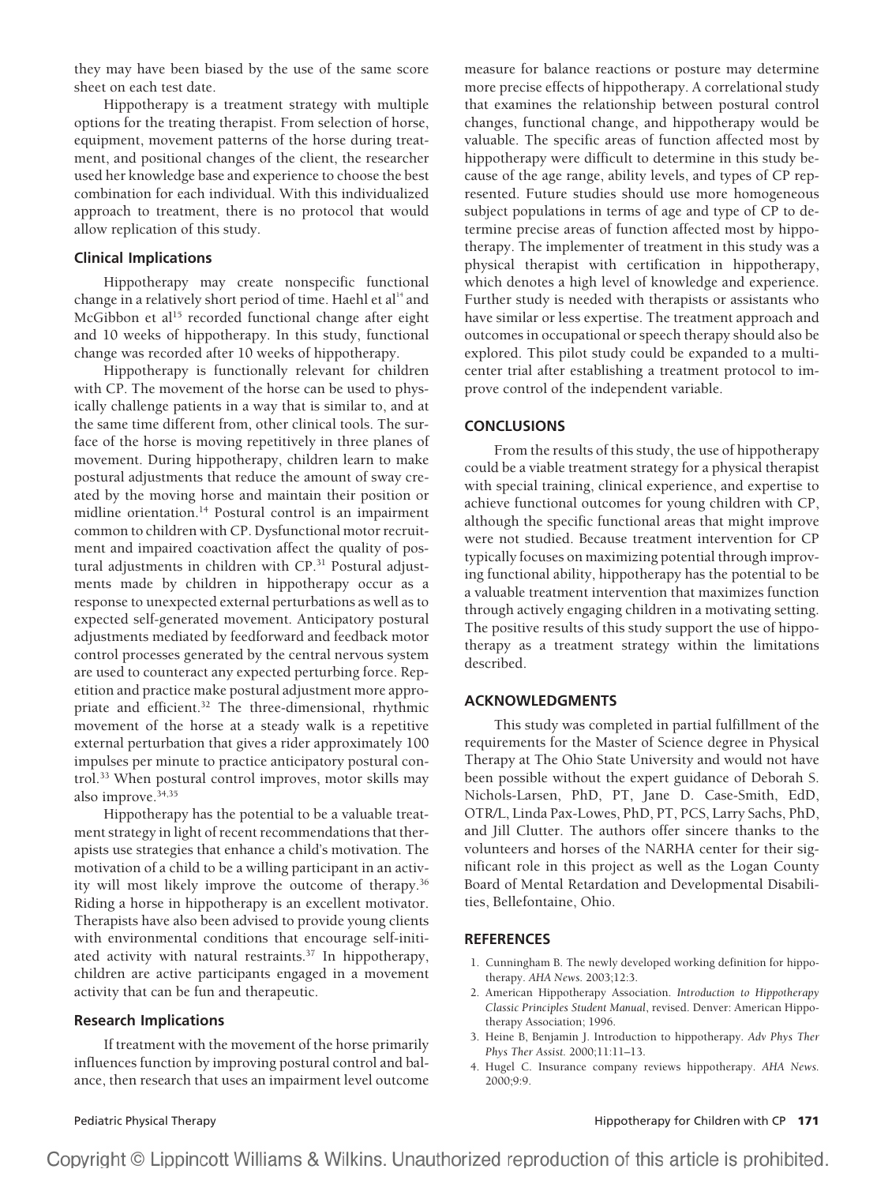they may have been biased by the use of the same score sheet on each test date.

Hippotherapy is a treatment strategy with multiple options for the treating therapist. From selection of horse, equipment, movement patterns of the horse during treatment, and positional changes of the client, the researcher used her knowledge base and experience to choose the best combination for each individual. With this individualized approach to treatment, there is no protocol that would allow replication of this study.

### Clinical Implications

Hippotherapy may create nonspecific functional change in a relatively short period of time. Haehl et al[14] and McGibbon et al[15] recorded functional change after eight and 10 weeks of hippotherapy. In this study, functional change was recorded after 10 weeks of hippotherapy.

Hippotherapy is functionally relevant for children with CP. The movement of the horse can be used to physically challenge patients in a way that is similar to, and at the same time different from, other clinical tools. The surface of the horse is moving repetitively in three planes of movement. During hippotherapy, children learn to make postural adjustments that reduce the amount of sway created by the moving horse and maintain their position or midline orientation.[14] Postural control is an impairment common to children with CP. Dysfunctional motor recruitment and impaired coactivation affect the quality of postural adjustments in children with CP.[31] Postural adjustments made by children in hippotherapy occur as a response to unexpected external perturbations as well as to expected self-generated movement. Anticipatory postural adjustments mediated by feedforward and feedback motor control processes generated by the central nervous system are used to counteract any expected perturbing force. Repetition and practice make postural adjustment more appropriate and efficient.[32] The three-dimensional, rhythmic movement of the horse at a steady walk is a repetitive external perturbation that gives a rider approximately 100 impulses per minute to practice anticipatory postural control.[33] When postural control improves, motor skills may also improve.[34,35]

Hippotherapy has the potential to be a valuable treatment strategy in light of recent recommendations that therapists use strategies that enhance a child's motivation. The motivation of a child to be a willing participant in an activity will most likely improve the outcome of therapy.[36] Riding a horse in hippotherapy is an excellent motivator. Therapists have also been advised to provide young clients with environmental conditions that encourage self-initiated activity with natural restraints.[37] In hippotherapy, children are active participants engaged in a movement activity that can be fun and therapeutic.

### Research Implications

If treatment with the movement of the horse primarily influences function by improving postural control and balance, then research that uses an impairment level outcome measure for balance reactions or posture may determine more precise effects of hippotherapy. A correlational study that examines the relationship between postural control changes, functional change, and hippotherapy would be valuable. The specific areas of function affected most by hippotherapy were difficult to determine in this study because of the age range, ability levels, and types of CP represented. Future studies should use more homogeneous subject populations in terms of age and type of CP to determine precise areas of function affected most by hippotherapy. The implementer of treatment in this study was a physical therapist with certification in hippotherapy, which denotes a high level of knowledge and experience. Further study is needed with therapists or assistants who have similar or less expertise. The treatment approach and outcomes in occupational or speech therapy should also be explored. This pilot study could be expanded to a multicenter trial after establishing a treatment protocol to improve control of the independent variable.

## CONCLUSIONS

From the results of this study, the use of hippotherapy could be a viable treatment strategy for a physical therapist with special training, clinical experience, and expertise to achieve functional outcomes for young children with CP, although the specific functional areas that might improve were not studied. Because treatment intervention for CP typically focuses on maximizing potential through improving functional ability, hippotherapy has the potential to be a valuable treatment intervention that maximizes function through actively engaging children in a motivating setting. The positive results of this study support the use of hippotherapy as a treatment strategy within the limitations described.

## ACKNOWLEDGMENTS

This study was completed in partial fulfillment of the requirements for the Master of Science degree in Physical Therapy at The Ohio State University and would not have been possible without the expert guidance of Deborah S. Nichols-Larsen, PhD, PT, Jane D. Case-Smith, EdD, OTR/L, Linda Pax-Lowes, PhD, PT, PCS, Larry Sachs, PhD, and Jill Clutter. The authors offer sincere thanks to the volunteers and horses of the NARHA center for their significant role in this project as well as the Logan County Board of Mental Retardation and Developmental Disabilities, Bellefontaine, Ohio.

## REFERENCES

1. Cunningham B. The newly developed working definition for hippotherapy. *AHA News.* 2003;12:3.
2. American Hippotherapy Association. *Introduction to Hippotherapy Classic Principles Student Manual*, revised. Denver: American Hippotherapy Association; 1996.
3. Heine B, Benjamin J. Introduction to hippotherapy. *Adv Phys Ther Phys Ther Assist.* 2000;11:11–13.
4. Hugel C. Insurance company reviews hippotherapy. *AHA News.* 2000;9:9.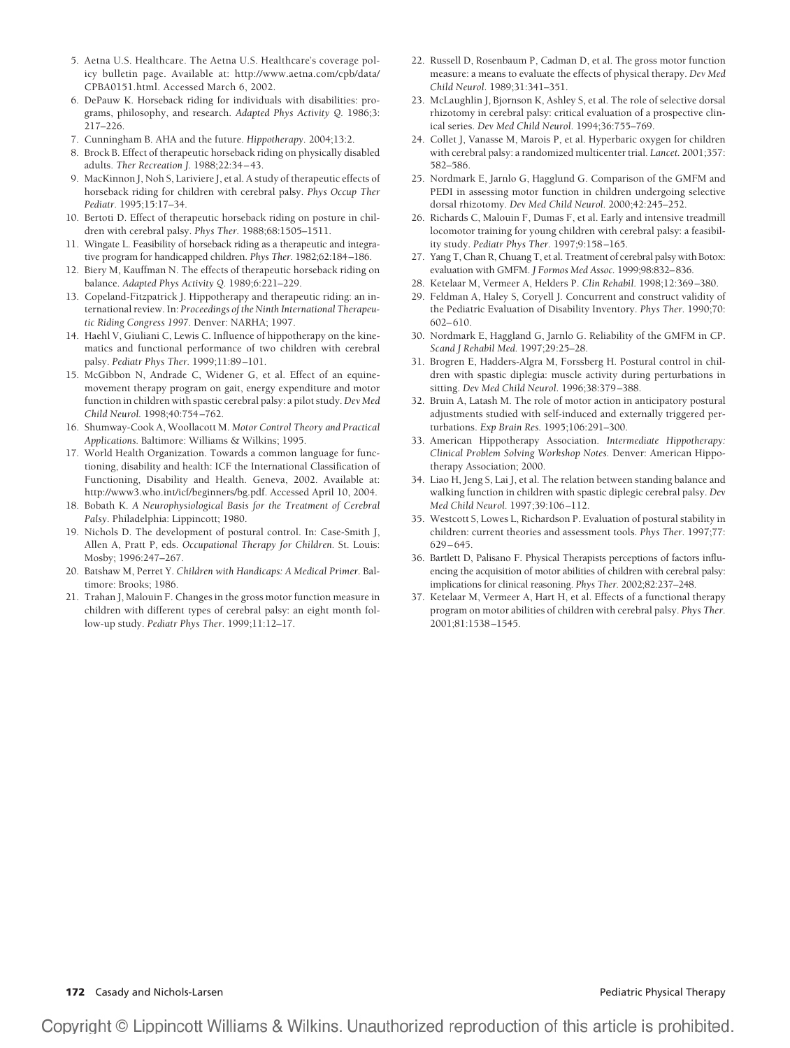5. Aetna U.S. Healthcare. The Aetna U.S. Healthcare's coverage policy bulletin page. Available at: http://www.aetna.com/cpb/data/CPBA0151.html. Accessed March 6, 2002.
6. DePauw K. Horseback riding for individuals with disabilities: programs, philosophy, and research. *Adapted Phys Activity Q.* 1986;3: 217–226.
7. Cunningham B. AHA and the future. *Hippotherapy.* 2004;13:2.
8. Brock B. Effect of therapeutic horseback riding on physically disabled adults. *Ther Recreation J.* 1988;22:34–43.
9. MacKinnon J, Noh S, Lariviere J, et al. A study of therapeutic effects of horseback riding for children with cerebral palsy. *Phys Occup Ther Pediatr.* 1995;15:17–34.
10. Bertoti D. Effect of therapeutic horseback riding on posture in children with cerebral palsy. *Phys Ther.* 1988;68:1505–1511.
11. Wingate L. Feasibility of horseback riding as a therapeutic and integrative program for handicapped children. *Phys Ther.* 1982;62:184–186.
12. Biery M, Kauffman N. The effects of therapeutic horseback riding on balance. *Adapted Phys Activity Q.* 1989;6:221–229.
13. Copeland-Fitzpatrick J. Hippotherapy and therapeutic riding: an international review. In: *Proceedings of the Ninth International Therapeutic Riding Congress 1997.* Denver: NARHA; 1997.
14. Haehl V, Giuliani C, Lewis C. Influence of hippotherapy on the kinematics and functional performance of two children with cerebral palsy. *Pediatr Phys Ther.* 1999;11:89–101.
15. McGibbon N, Andrade C, Widener G, et al. Effect of an equine-movement therapy program on gait, energy expenditure and motor function in children with spastic cerebral palsy: a pilot study. *Dev Med Child Neurol.* 1998;40:754–762.
16. Shumway-Cook A, Woollacott M. *Motor Control Theory and Practical Applications.* Baltimore: Williams & Wilkins; 1995.
17. World Health Organization. Towards a common language for functioning, disability and health: ICF the International Classification of Functioning, Disability and Health. Geneva, 2002. Available at: http://www3.who.int/icf/beginners/bg.pdf. Accessed April 10, 2004.
18. Bobath K. *A Neurophysiological Basis for the Treatment of Cerebral Palsy.* Philadelphia: Lippincott; 1980.
19. Nichols D. The development of postural control. In: Case-Smith J, Allen A, Pratt P, eds. *Occupational Therapy for Children.* St. Louis: Mosby; 1996:247–267.
20. Batshaw M, Perret Y. *Children with Handicaps: A Medical Primer.* Baltimore: Brooks; 1986.
21. Trahan J, Malouin F. Changes in the gross motor function measure in children with different types of cerebral palsy: an eight month follow-up study. *Pediatr Phys Ther.* 1999;11:12–17.
22. Russell D, Rosenbaum P, Cadman D, et al. The gross motor function measure: a means to evaluate the effects of physical therapy. *Dev Med Child Neurol.* 1989;31:341–351.
23. McLaughlin J, Bjornson K, Ashley S, et al. The role of selective dorsal rhizotomy in cerebral palsy: critical evaluation of a prospective clinical series. *Dev Med Child Neurol.* 1994;36:755–769.
24. Collet J, Vanasse M, Marois P, et al. Hyperbaric oxygen for children with cerebral palsy: a randomized multicenter trial. *Lancet.* 2001;357: 582–586.
25. Nordmark E, Jarnlo G, Hagglund G. Comparison of the GMFM and PEDI in assessing motor function in children undergoing selective dorsal rhizotomy. *Dev Med Child Neurol.* 2000;42:245–252.
26. Richards C, Malouin F, Dumas F, et al. Early and intensive treadmill locomotor training for young children with cerebral palsy: a feasibility study. *Pediatr Phys Ther.* 1997;9:158–165.
27. Yang T, Chan R, Chuang T, et al. Treatment of cerebral palsy with Botox: evaluation with GMFM. *J Formos Med Assoc.* 1999;98:832–836.
28. Ketelaar M, Vermeer A, Helders P. *Clin Rehabil.* 1998;12:369–380.
29. Feldman A, Haley S, Coryell J. Concurrent and construct validity of the Pediatric Evaluation of Disability Inventory. *Phys Ther.* 1990;70: 602–610.
30. Nordmark E, Haggland G, Jarnlo G. Reliability of the GMFM in CP. *Scand J Rehabil Med.* 1997;29:25–28.
31. Brogren E, Hadders-Algra M, Forssberg H. Postural control in children with spastic diplegia: muscle activity during perturbations in sitting. *Dev Med Child Neurol.* 1996;38:379–388.
32. Bruin A, Latash M. The role of motor action in anticipatory postural adjustments studied with self-induced and externally triggered perturbations. *Exp Brain Res.* 1995;106:291–300.
33. American Hippotherapy Association. *Intermediate Hippotherapy: Clinical Problem Solving Workshop Notes.* Denver: American Hippotherapy Association; 2000.
34. Liao H, Jeng S, Lai J, et al. The relation between standing balance and walking function in children with spastic diplegic cerebral palsy. *Dev Med Child Neurol.* 1997;39:106–112.
35. Westcott S, Lowes L, Richardson P. Evaluation of postural stability in children: current theories and assessment tools. *Phys Ther.* 1997;77: 629–645.
36. Bartlett D, Palisano F. Physical Therapists perceptions of factors influencing the acquisition of motor abilities of children with cerebral palsy: implications for clinical reasoning. *Phys Ther.* 2002;82:237–248.
37. Ketelaar M, Vermeer A, Hart H, et al. Effects of a functional therapy program on motor abilities of children with cerebral palsy. *Phys Ther.* 2001;81:1538–1545.